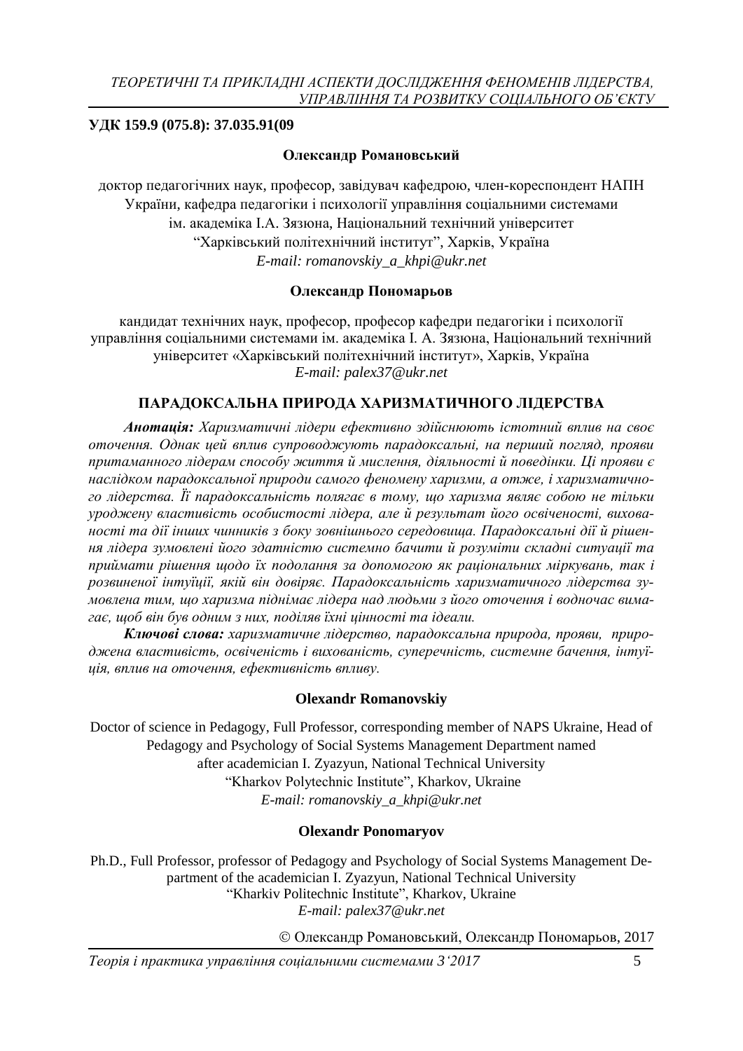**УДК 159.9 (075.8): 37.035.91(09**

**Олександр Романовський**

доктор педагогічних наук, професор, завідувач кафедрою, член-кореспондент НАПН України, кафедра педагогіки і психології управління соціальними системами ім. академіка І.А. Зязюна, Національний технічний університет "Харківський політехнічний інститут", Харків, Україна
*E-mail: romanovskiy_a_khpi@ukr.net*

**Олександр Пономарьов**

кандидат технічних наук, професор, професор кафедри педагогіки і психології управління соціальними системами ім. академіка І. А. Зязюна, Національний технічний університет «Харківський політехнічний інститут», Харків, Україна
*E-mail: palex37@ukr.net*

# ПАРАДОКСАЛЬНА ПРИРОДА ХАРИЗМАТИЧНОГО ЛІДЕРСТВА

***Анотація:*** *Харизматичні лідери ефективно здійснюють істотний вплив на своє оточення. Однак цей вплив супроводжують парадоксальні, на перший погляд, прояви притаманного лідерам способу життя й мислення, діяльності й поведінки. Ці прояви є наслідком парадоксальної природи самого феномену харизми, а отже, і харизматичного лідерства. Її парадоксальність полягає в тому, що харизма являє собою не тільки уроджену властивість особистості лідера, але й результат його освіченості, вихованості та дії інших чинників з боку зовнішнього середовища. Парадоксальні дії й рішення лідера зумовлені його здатністю системно бачити й розуміти складні ситуації та приймати рішення щодо їх подолання за допомогою як раціональних міркувань, так і розвиненої інтуїції, якій він довіряє. Парадоксальність харизматичного лідерства зумовлена тим, що харизма піднімає лідера над людьми з його оточення і водночас вимагає, щоб він був одним з них, поділяв їхні цінності та ідеали.*

***Ключові слова:*** *харизматичне лідерство, парадоксальна природа, прояви, природжена властивість, освіченість і вихованість, суперечність, системне бачення, інтуїція, вплив на оточення, ефективність впливу.*

**Olexandr Romanovskiy**

Doctor of science in Pedagogy, Full Professor, corresponding member of NAPS Ukraine, Head of Pedagogy and Psychology of Social Systems Management Department named after academician I. Zyazyun, National Technical University "Kharkov Polytechnic Institute", Kharkov, Ukraine
*E-mail: romanovskiy_a_khpi@ukr.net*

**Olexandr Ponomaryov**

Ph.D., Full Professor, professor of Pedagogy and Psychology of Social Systems Management Department of the academician I. Zyazyun, National Technical University "Kharkiv Politechnic Institute", Kharkov, Ukraine
*E-mail: palex37@ukr.net*

© Олександр Романовський, Олександр Пономарьов, 2017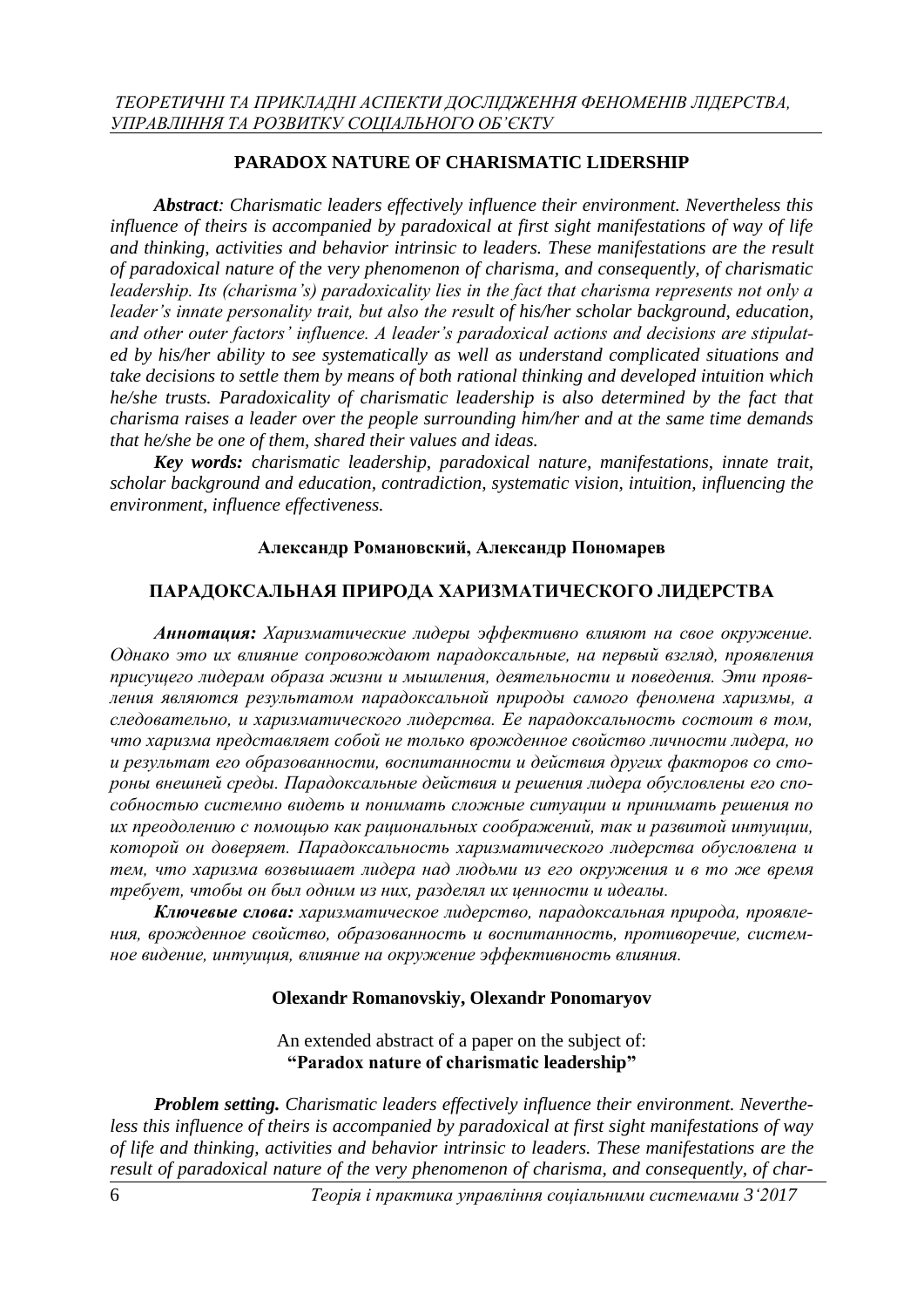## PARADOX NATURE OF CHARISMATIC LIDERSHIP

***Abstract**: Charismatic leaders effectively influence their environment. Nevertheless this influence of theirs is accompanied by paradoxical at first sight manifestations of way of life and thinking, activities and behavior intrinsic to leaders. These manifestations are the result of paradoxical nature of the very phenomenon of charisma, and consequently, of charismatic leadership. Its (charisma's) paradoxicality lies in the fact that charisma represents not only a leader's innate personality trait, but also the result of his/her scholar background, education, and other outer factors' influence. A leader's paradoxical actions and decisions are stipulated by his/her ability to see systematically as well as understand complicated situations and take decisions to settle them by means of both rational thinking and developed intuition which he/she trusts. Paradoxicality of charismatic leadership is also determined by the fact that charisma raises a leader over the people surrounding him/her and at the same time demands that he/she be one of them, shared their values and ideas.*

***Key words:** charismatic leadership, paradoxical nature, manifestations, innate trait, scholar background and education, contradiction, systematic vision, intuition, influencing the environment, influence effectiveness.*

**Александр Романовский, Александр Пономарев**

## ПАРАДОКСАЛЬНАЯ ПРИРОДА ХАРИЗМАТИЧЕСКОГО ЛИДЕРСТВА

***Аннотация:** Харизматические лидеры эффективно влияют на свое окружение. Однако это их влияние сопровождают парадоксальные, на первый взгляд, проявления присущего лидерам образа жизни и мышления, деятельности и поведения. Эти проявления являются результатом парадоксальной природы самого феномена харизмы, а следовательно, и харизматического лидерства. Ее парадоксальность состоит в том, что харизма представляет собой не только врожденное свойство личности лидера, но и результат его образованности, воспитанности и действия других факторов со стороны внешней среды. Парадоксальные действия и решения лидера обусловлены его способностью системно видеть и понимать сложные ситуации и принимать решения по их преодолению с помощью как рациональных соображений, так и развитой интуиции, которой он доверяет. Парадоксальность харизматического лидерства обусловлена и тем, что харизма возвышает лидера над людьми из его окружения и в то же время требует, чтобы он был одним из них, разделял их ценности и идеалы.*

***Ключевые слова:** харизматическое лидерство, парадоксальная природа, проявления, врожденное свойство, образованность и воспитанность, противоречие, системное видение, интуиция, влияние на окружение эффективность влияния.*

**Olexandr Romanovskiy, Olexandr Ponomaryov**

An extended abstract of a paper on the subject of:
**"Paradox nature of charismatic leadership"**

***Problem setting.** Charismatic leaders effectively influence their environment. Nevertheless this influence of theirs is accompanied by paradoxical at first sight manifestations of way of life and thinking, activities and behavior intrinsic to leaders. These manifestations are the result of paradoxical nature of the very phenomenon of charisma, and consequently, of char-*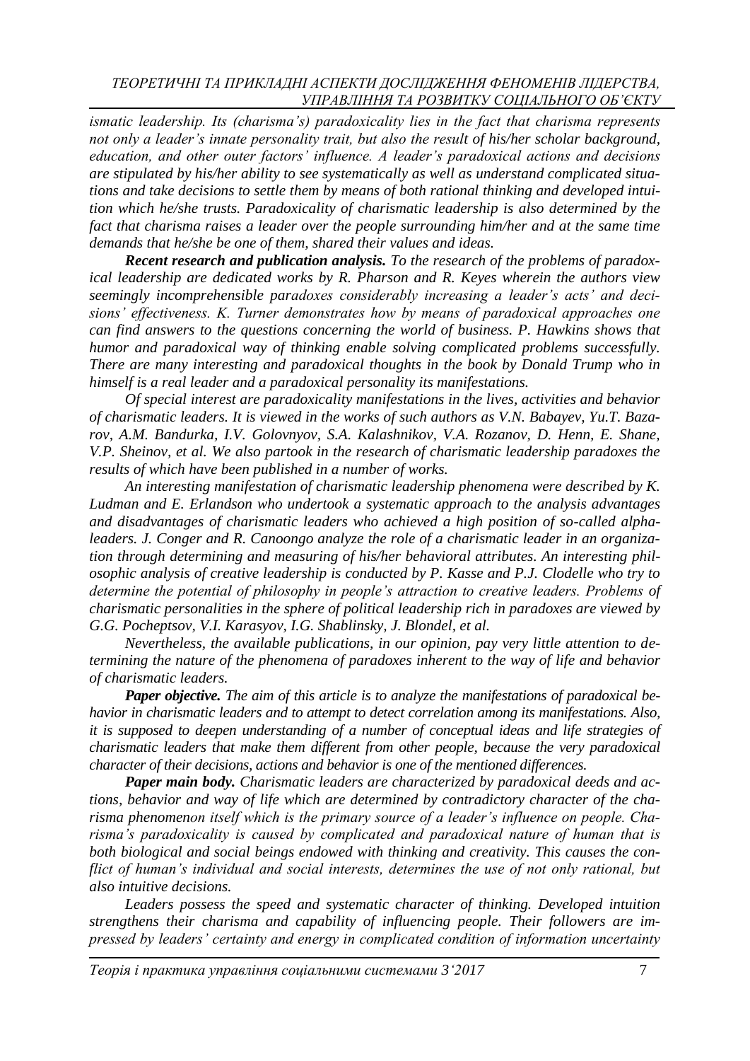*ismatic leadership. Its (charisma's) paradoxicality lies in the fact that charisma represents not only a leader's innate personality trait, but also the result of his/her scholar background, education, and other outer factors' influence. A leader's paradoxical actions and decisions are stipulated by his/her ability to see systematically as well as understand complicated situations and take decisions to settle them by means of both rational thinking and developed intuition which he/she trusts. Paradoxicality of charismatic leadership is also determined by the fact that charisma raises a leader over the people surrounding him/her and at the same time demands that he/she be one of them, shared their values and ideas.*

***Recent research and publication analysis.*** *To the research of the problems of paradoxical leadership are dedicated works by R. Pharson and R. Keyes wherein the authors view seemingly incomprehensible paradoxes considerably increasing a leader's acts' and decisions' effectiveness. K. Turner demonstrates how by means of paradoxical approaches one can find answers to the questions concerning the world of business. P. Hawkins shows that humor and paradoxical way of thinking enable solving complicated problems successfully. There are many interesting and paradoxical thoughts in the book by Donald Trump who in himself is a real leader and a paradoxical personality its manifestations.*

*Of special interest are paradoxicality manifestations in the lives, activities and behavior of charismatic leaders. It is viewed in the works of such authors as V.N. Babayev, Yu.T. Bazarov, A.M. Bandurka, I.V. Golovnyov, S.A. Kalashnikov, V.A. Rozanov, D. Henn, E. Shane, V.P. Sheinov, et al. We also partook in the research of charismatic leadership paradoxes the results of which have been published in a number of works.*

*An interesting manifestation of charismatic leadership phenomena were described by K. Ludman and E. Erlandson who undertook a systematic approach to the analysis advantages and disadvantages of charismatic leaders who achieved a high position of so-called alpha-leaders. J. Conger and R. Canoongo analyze the role of a charismatic leader in an organization through determining and measuring of his/her behavioral attributes. An interesting philosophic analysis of creative leadership is conducted by P. Kasse and P.J. Clodelle who try to determine the potential of philosophy in people's attraction to creative leaders. Problems of charismatic personalities in the sphere of political leadership rich in paradoxes are viewed by G.G. Pocheptsov, V.I. Karasyov, I.G. Shablinsky, J. Blondel, et al.*

*Nevertheless, the available publications, in our opinion, pay very little attention to determining the nature of the phenomena of paradoxes inherent to the way of life and behavior of charismatic leaders.*

***Paper objective.*** *The aim of this article is to analyze the manifestations of paradoxical behavior in charismatic leaders and to attempt to detect correlation among its manifestations. Also, it is supposed to deepen understanding of a number of conceptual ideas and life strategies of charismatic leaders that make them different from other people, because the very paradoxical character of their decisions, actions and behavior is one of the mentioned differences.*

***Paper main body.*** *Charismatic leaders are characterized by paradoxical deeds and actions, behavior and way of life which are determined by contradictory character of the charisma phenomenon itself which is the primary source of a leader's influence on people. Charisma's paradoxicality is caused by complicated and paradoxical nature of human that is both biological and social beings endowed with thinking and creativity. This causes the conflict of human's individual and social interests, determines the use of not only rational, but also intuitive decisions.*

*Leaders possess the speed and systematic character of thinking. Developed intuition strengthens their charisma and capability of influencing people. Their followers are impressed by leaders' certainty and energy in complicated condition of information uncertainty*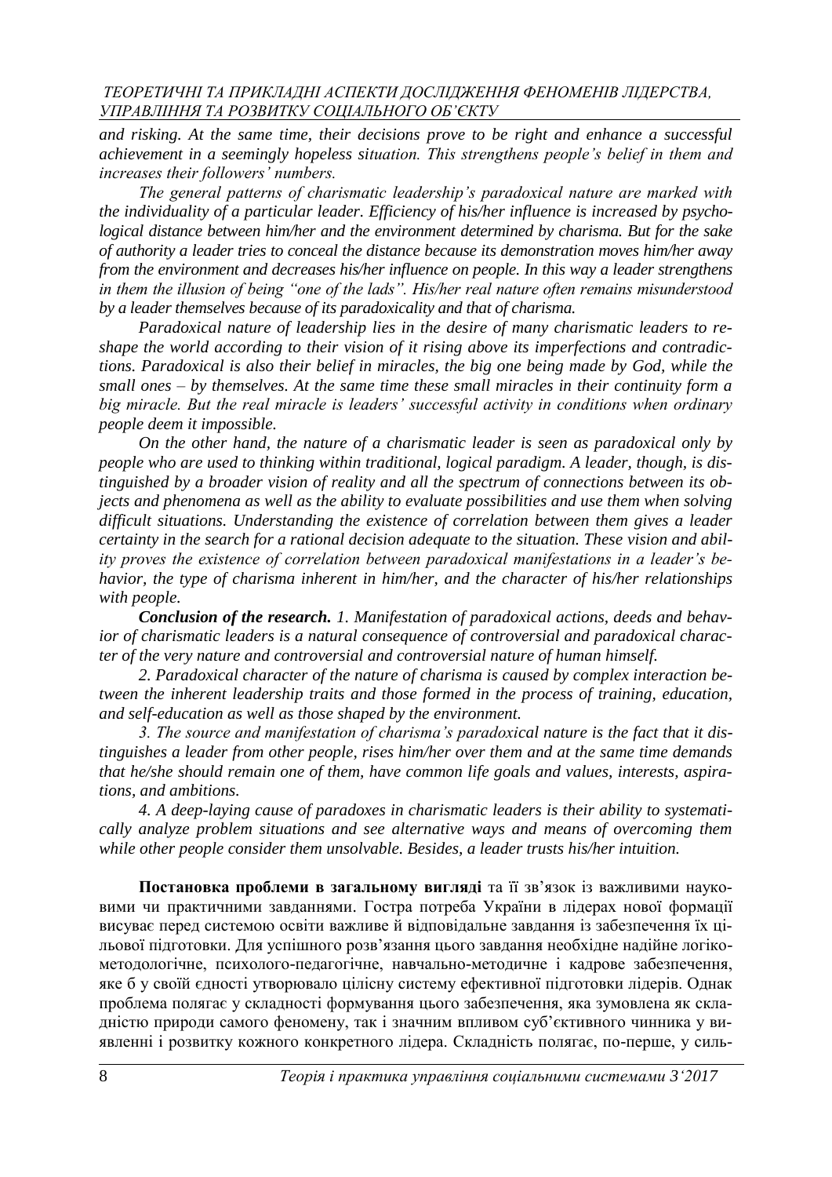*and risking. At the same time, their decisions prove to be right and enhance a successful achievement in a seemingly hopeless situation. This strengthens people's belief in them and increases their followers' numbers.*

*The general patterns of charismatic leadership's paradoxical nature are marked with the individuality of a particular leader. Efficiency of his/her influence is increased by psychological distance between him/her and the environment determined by charisma. But for the sake of authority a leader tries to conceal the distance because its demonstration moves him/her away from the environment and decreases his/her influence on people. In this way a leader strengthens in them the illusion of being "one of the lads". His/her real nature often remains misunderstood by a leader themselves because of its paradoxicality and that of charisma.*

*Paradoxical nature of leadership lies in the desire of many charismatic leaders to reshape the world according to their vision of it rising above its imperfections and contradictions. Paradoxical is also their belief in miracles, the big one being made by God, while the small ones – by themselves. At the same time these small miracles in their continuity form a big miracle. But the real miracle is leaders' successful activity in conditions when ordinary people deem it impossible.*

*On the other hand, the nature of a charismatic leader is seen as paradoxical only by people who are used to thinking within traditional, logical paradigm. A leader, though, is distinguished by a broader vision of reality and all the spectrum of connections between its objects and phenomena as well as the ability to evaluate possibilities and use them when solving difficult situations. Understanding the existence of correlation between them gives a leader certainty in the search for a rational decision adequate to the situation. These vision and ability proves the existence of correlation between paradoxical manifestations in a leader's behavior, the type of charisma inherent in him/her, and the character of his/her relationships with people.*

***Conclusion of the research.*** *1. Manifestation of paradoxical actions, deeds and behavior of charismatic leaders is a natural consequence of controversial and paradoxical character of the very nature and controversial and controversial nature of human himself.*

*2. Paradoxical character of the nature of charisma is caused by complex interaction between the inherent leadership traits and those formed in the process of training, education, and self-education as well as those shaped by the environment.*

*3. The source and manifestation of charisma's paradoxical nature is the fact that it distinguishes a leader from other people, rises him/her over them and at the same time demands that he/she should remain one of them, have common life goals and values, interests, aspirations, and ambitions.*

*4. A deep-laying cause of paradoxes in charismatic leaders is their ability to systematically analyze problem situations and see alternative ways and means of overcoming them while other people consider them unsolvable. Besides, a leader trusts his/her intuition.*

**Постановка проблеми в загальному вигляді** та її зв'язок із важливими науковими чи практичними завданнями. Гостра потреба України в лідерах нової формації висуває перед системою освіти важливе й відповідальне завдання із забезпечення їх цільової підготовки. Для успішного розв'язання цього завдання необхідне надійне логіко-методологічне, психолого-педагогічне, навчально-методичне і кадрове забезпечення, яке б у своїй єдності утворювало цілісну систему ефективної підготовки лідерів. Однак проблема полягає у складності формування цього забезпечення, яка зумовлена як складністю природи самого феномену, так і значним впливом суб'єктивного чинника у виявленні і розвитку кожного конкретного лідера. Складність полягає, по-перше, у силь-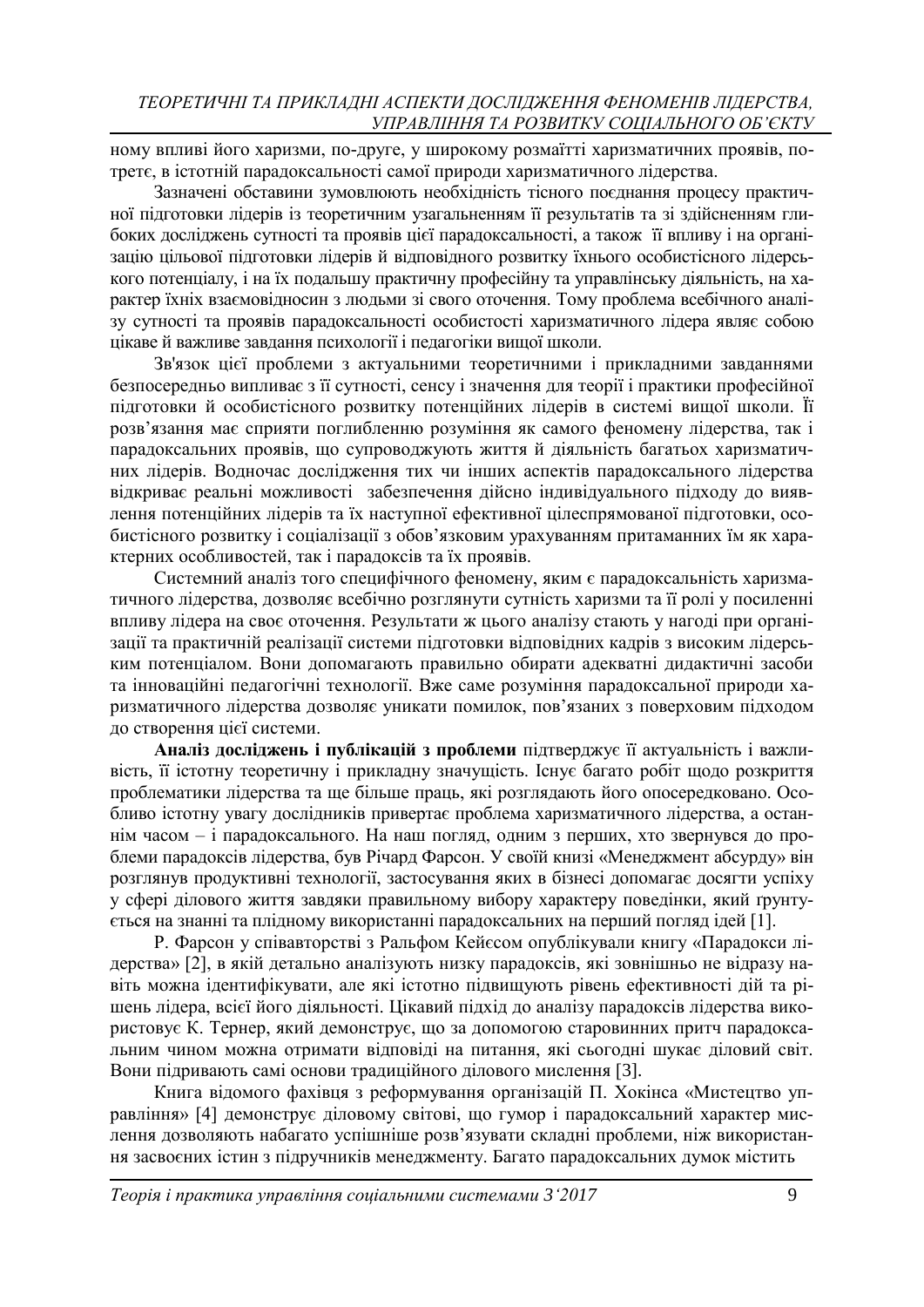ному впливі його харизми, по-друге, у широкому розмаїтті харизматичних проявів, по-третє, в істотній парадоксальності самої природи харизматичного лідерства.

Зазначені обставини зумовлюють необхідність тісного поєднання процесу практичної підготовки лідерів із теоретичним узагальненням її результатів та зі здійсненням глибоких досліджень сутності та проявів цієї парадоксальності, а також її впливу і на організацію цільової підготовки лідерів й відповідного розвитку їхнього особистісного лідерського потенціалу, і на їх подальшу практичну професійну та управлінську діяльність, на характер їхніх взаємовідносин з людьми зі свого оточення. Тому проблема всебічного аналізу сутності та проявів парадоксальності особистості харизматичного лідера являє собою цікаве й важливе завдання психології і педагогіки вищої школи.

Зв'язок цієї проблеми з актуальними теоретичними і прикладними завданнями безпосередньо випливає з її сутності, сенсу і значення для теорії і практики професійної підготовки й особистісного розвитку потенційних лідерів в системі вищої школи. Її розв'язання має сприяти поглибленню розуміння як самого феномену лідерства, так і парадоксальних проявів, що супроводжують життя й діяльність багатьох харизматичних лідерів. Водночас дослідження тих чи інших аспектів парадоксального лідерства відкриває реальні можливості забезпечення дійсно індивідуального підходу до виявлення потенційних лідерів та їх наступної ефективної цілеспрямованої підготовки, особистісного розвитку і соціалізації з обов'язковим урахуванням притаманних їм як характерних особливостей, так і парадоксів та їх проявів.

Системний аналіз того специфічного феномену, яким є парадоксальність харизматичного лідерства, дозволяє всебічно розглянути сутність харизми та її ролі у посиленні впливу лідера на своє оточення. Результати ж цього аналізу стають у нагоді при організації та практичній реалізації системи підготовки відповідних кадрів з високим лідерським потенціалом. Вони допомагають правильно обирати адекватні дидактичні засоби та інноваційні педагогічні технології. Вже саме розуміння парадоксальної природи харизматичного лідерства дозволяє уникати помилок, пов'язаних з поверховим підходом до створення цієї системи.

**Аналіз досліджень і публікацій з проблеми** підтверджує її актуальність і важливість, її істотну теоретичну і прикладну значущість. Існує багато робіт щодо розкриття проблематики лідерства та ще більше праць, які розглядають його опосередковано. Особливо істотну увагу дослідників привертає проблема харизматичного лідерства, а останнім часом – і парадоксального. На наш погляд, одним з перших, хто звернувся до проблеми парадоксів лідерства, був Річард Фарсон. У своїй книзі «Менеджмент абсурду» він розглянув продуктивні технології, застосування яких в бізнесі допомагає досягти успіху у сфері ділового життя завдяки правильному вибору характеру поведінки, який ґрунтується на знанні та плідному використанні парадоксальних на перший погляд ідей [1].

Р. Фарсон у співавторстві з Ральфом Кейєсом опублікували книгу «Парадокси лідерства» [2], в якій детально аналізують низку парадоксів, які зовнішньо не відразу навіть можна ідентифікувати, але які істотно підвищують рівень ефективності дій та рішень лідера, всієї його діяльності. Цікавий підхід до аналізу парадоксів лідерства використовує К. Тернер, який демонструє, що за допомогою старовинних притч парадоксальним чином можна отримати відповіді на питання, які сьогодні шукає діловий світ. Вони підривають самі основи традиційного ділового мислення [3].

Книга відомого фахівця з реформування організацій П. Хокінса «Мистецтво управління» [4] демонструє діловому світові, що гумор і парадоксальний характер мислення дозволяють набагато успішніше розв'язувати складні проблеми, ніж використання засвоєних істин з підручників менеджменту. Багато парадоксальних думок містить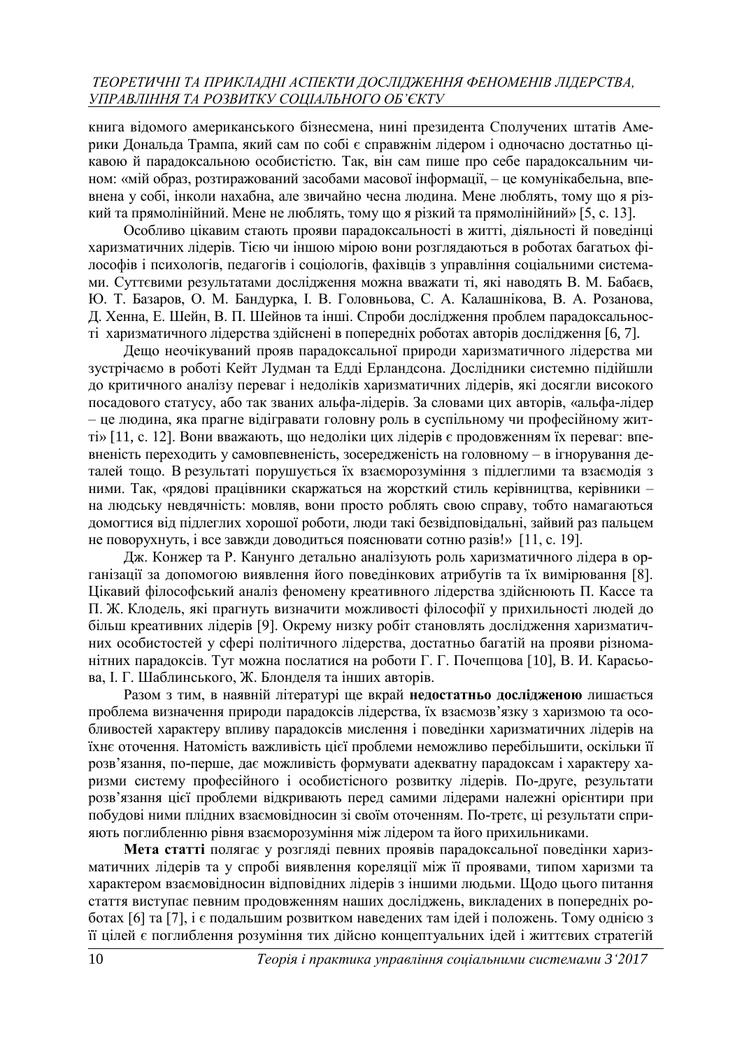книга відомого американського бізнесмена, нині президента Сполучених штатів Америки Дональда Трампа, який сам по собі є справжнім лідером і одночасно достатньо цікавою й парадоксальною особистістю. Так, він сам пише про себе парадоксальним чином: «мій образ, розтиражований засобами масової інформації, – це комунікабельна, впевнена у собі, інколи нахабна, але звичайно чесна людина. Мене люблять, тому що я різкий та прямолінійний. Мене не люблять, тому що я різкий та прямолінійний» [5, с. 13].

Особливо цікавим стають прояви парадоксальності в житті, діяльності й поведінці харизматичних лідерів. Тією чи іншою мірою вони розглядаються в роботах багатьох філософів і психологів, педагогів і соціологів, фахівців з управління соціальними системами. Суттєвими результатами дослідження можна вважати ті, які наводять В. М. Бабаєв, Ю. Т. Базаров, О. М. Бандурка, І. В. Головньова, С. А. Калашнікова, В. А. Розанова, Д. Хенна, Е. Шейн, В. П. Шейнов та інші. Спроби дослідження проблем парадоксальності харизматичного лідерства здійснені в попередніх роботах авторів дослідження [6, 7].

Дещо неочікуваний прояв парадоксальної природи харизматичного лідерства ми зустрічаємо в роботі Кейт Лудман та Едді Ерландсона. Дослідники системно підійшли до критичного аналізу переваг і недоліків харизматичних лідерів, які досягли високого посадового статусу, або так званих альфа-лідерів. За словами цих авторів, «альфа-лідер – це людина, яка прагне відігравати головну роль в суспільному чи професійному житті» [11, с. 12]. Вони вважають, що недоліки цих лідерів є продовженням їх переваг: впевненість переходить у самовпевненість, зосередженість на головному – в ігнорування деталей тощо. В результаті порушується їх взаєморозуміння з підлеглими та взаємодія з ними. Так, «рядові працівники скаржаться на жорсткий стиль керівництва, керівники – на людську невдячність: мовляв, вони просто роблять свою справу, тобто намагаються домогтися від підлеглих хорошої роботи, люди такі безвідповідальні, зайвий раз пальцем не поворухнуть, і все завжди доводиться пояснювати сотню разів!» [11, с. 19].

Дж. Конжер та Р. Канунго детально аналізують роль харизматичного лідера в організації за допомогою виявлення його поведінкових атрибутів та їх вимірювання [8]. Цікавий філософський аналіз феномену креативного лідерства здійснюють П. Кассе та П. Ж. Клодель, які прагнуть визначити можливості філософії у прихильності людей до більш креативних лідерів [9]. Окрему низку робіт становлять дослідження харизматичних особистостей у сфері політичного лідерства, достатньо багатій на прояви різноманітних парадоксів. Тут можна послатися на роботи Г. Г. Почепцова [10], В. И. Карасьова, І. Г. Шаблинського, Ж. Блонделя та інших авторів.

Разом з тим, в наявній літературі ще вкрай **недостатньо дослідженою** лишається проблема визначення природи парадоксів лідерства, їх взаємозв'язку з харизмою та особливостей характеру впливу парадоксів мислення і поведінки харизматичних лідерів на їхнє оточення. Натомість важливість цієї проблеми неможливо перебільшити, оскільки її розв'язання, по-перше, дає можливість формувати адекватну парадоксам і характеру харизми систему професійного і особистісного розвитку лідерів. По-друге, результати розв'язання цієї проблеми відкривають перед самими лідерами належні орієнтири при побудові ними плідних взаємовідносин зі своїм оточенням. По-третє, ці результати сприяють поглибленню рівня взаєморозуміння між лідером та його прихильниками.

**Мета статті** полягає у розгляді певних проявів парадоксальної поведінки харизматичних лідерів та у спробі виявлення кореляції між її проявами, типом харизми та характером взаємовідносин відповідних лідерів з іншими людьми. Щодо цього питання стаття виступає певним продовженням наших досліджень, викладених в попередніх роботах [6] та [7], і є подальшим розвитком наведених там ідей і положень. Тому однією з її цілей є поглиблення розуміння тих дійсно концептуальних ідей і життєвих стратегій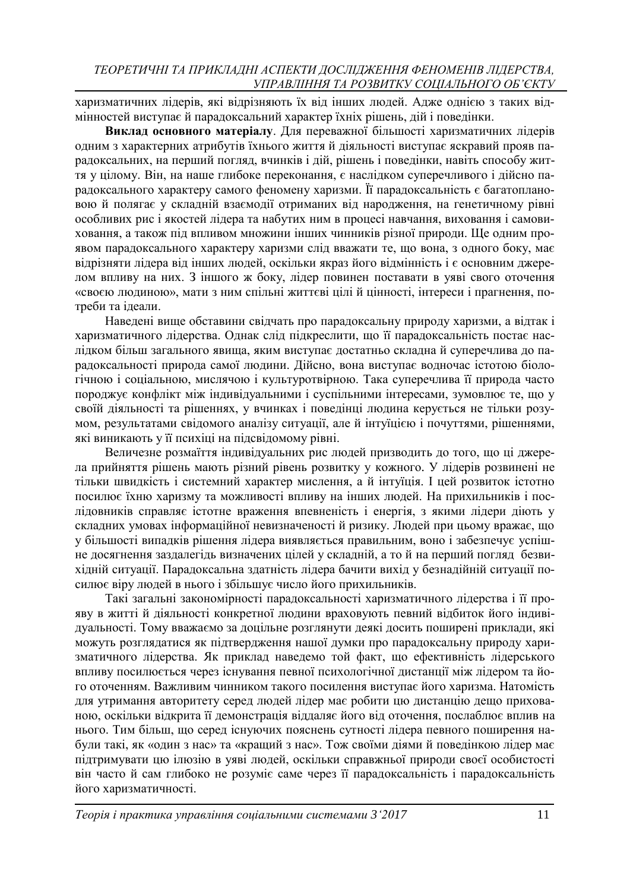харизматичних лідерів, які відрізняють їх від інших людей. Адже однією з таких відмінностей виступає й парадоксальний характер їхніх рішень, дій і поведінки.

**Виклад основного матеріалу**. Для переважної більшості харизматичних лідерів одним з характерних атрибутів їхнього життя й діяльності виступає яскравий прояв парадоксальних, на перший погляд, вчинків і дій, рішень і поведінки, навіть способу життя у цілому. Він, на наше глибоке переконання, є наслідком суперечливого і дійсно парадоксального характеру самого феномену харизми. Її парадоксальність є багатоплановою й полягає у складній взаємодії отриманих від народження, на генетичному рівні особливих рис і якостей лідера та набутих ним в процесі навчання, виховання і самовиховання, а також під впливом множини інших чинників різної природи. Ще одним проявом парадоксального характеру харизми слід вважати те, що вона, з одного боку, має відрізняти лідера від інших людей, оскільки якраз його відмінність і є основним джерелом впливу на них. З іншого ж боку, лідер повинен поставати в уяві свого оточення «своєю людиною», мати з ним спільні життєві цілі й цінності, інтереси і прагнення, потреби та ідеали.

Наведені вище обставини свідчать про парадоксальну природу харизми, а відтак і харизматичного лідерства. Однак слід підкреслити, що її парадоксальність постає наслідком більш загального явища, яким виступає достатньо складна й суперечлива до парадоксальності природа самої людини. Дійсно, вона виступає водночас істотою біологічною і соціальною, мислячою і культуротвірною. Така суперечлива її природа часто породжує конфлікт між індивідуальними і суспільними інтересами, зумовлює те, що у своїй діяльності та рішеннях, у вчинках і поведінці людина керується не тільки розумом, результатами свідомого аналізу ситуації, але й інтуїцією і почуттями, рішеннями, які виникають у її психіці на підсвідомому рівні.

Величезне розмаїття індивідуальних рис людей призводить до того, що ці джерела прийняття рішень мають різний рівень розвитку у кожного. У лідерів розвинені не тільки швидкість і системний характер мислення, а й інтуїція. І цей розвиток істотно посилює їхню харизму та можливості впливу на інших людей. На прихильників і послідовників справляє істотне враження впевненість і енергія, з якими лідери діють у складних умовах інформаційної невизначеності й ризику. Людей при цьому вражає, що у більшості випадків рішення лідера виявляється правильним, воно і забезпечує успішне досягнення заздалегідь визначених цілей у складній, а то й на перший погляд безвихідній ситуації. Парадоксальна здатність лідера бачити вихід у безнадійній ситуації посилює віру людей в нього і збільшує число його прихильників.

Такі загальні закономірності парадоксальності харизматичного лідерства і її прояву в житті й діяльності конкретної людини враховують певний відбиток його індивідуальності. Тому вважаємо за доцільне розглянути деякі досить поширені приклади, які можуть розглядатися як підтвердження нашої думки про парадоксальну природу харизматичного лідерства. Як приклад наведемо той факт, що ефективність лідерського впливу посилюється через існування певної психологічної дистанції між лідером та його оточенням. Важливим чинником такого посилення виступає його харизма. Натомість для утримання авторитету серед людей лідер має робити цю дистанцію дещо прихованою, оскільки відкрита її демонстрація віддаляє його від оточення, послаблює вплив на нього. Тим більш, що серед існуючих пояснень сутності лідера певного поширення набули такі, як «один з нас» та «кращий з нас». Тож своїми діями й поведінкою лідер має підтримувати цю ілюзію в уяві людей, оскільки справжньої природи своєї особистості він часто й сам глибоко не розуміє саме через її парадоксальність і парадоксальність його харизматичності.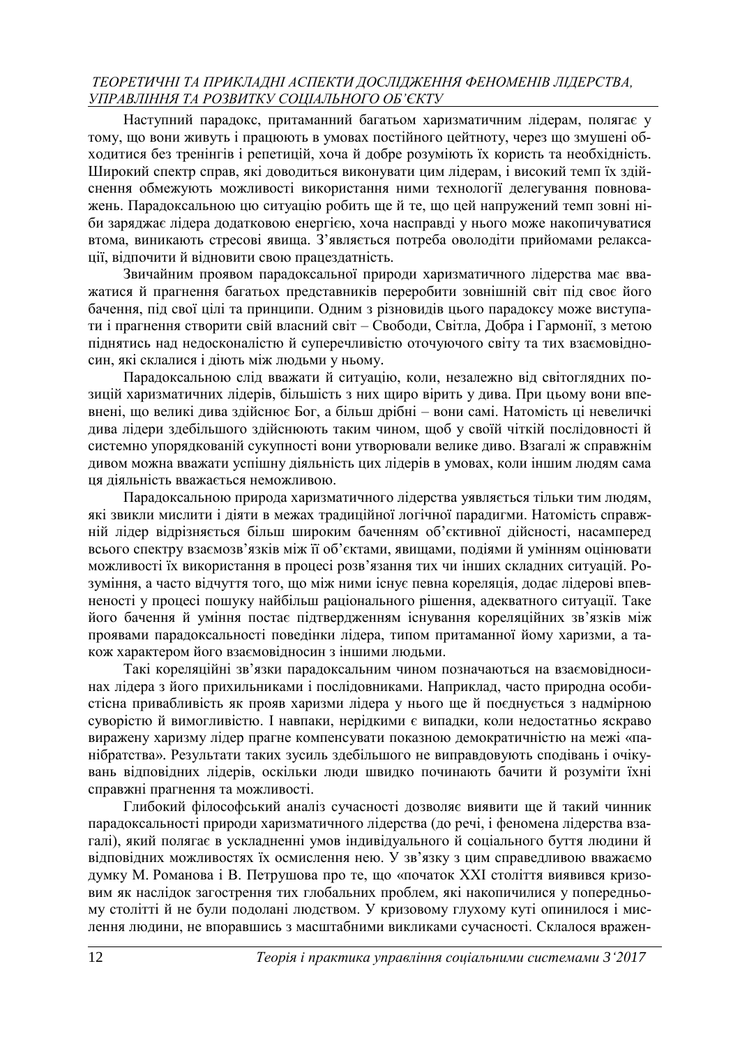Наступний парадокс, притаманний багатьом харизматичним лідерам, полягає у тому, що вони живуть і працюють в умовах постійного цейтноту, через що змушені обходитися без тренінгів і репетицій, хоча й добре розуміють їх користь та необхідність. Широкий спектр справ, які доводиться виконувати цим лідерам, і високий темп їх здійснення обмежують можливості використання ними технології делегування повноважень. Парадоксальною цю ситуацію робить ще й те, що цей напружений темп зовні ніби заряджає лідера додатковою енергією, хоча насправді у нього може накопичуватися втома, виникають стресові явища. З'являється потреба оволодіти прийомами релаксації, відпочити й відновити свою працездатність.

Звичайним проявом парадоксальної природи харизматичного лідерства має вважатися й прагнення багатьох представників переробити зовнішній світ під своє його бачення, під свої цілі та принципи. Одним з різновидів цього парадоксу може виступати і прагнення створити свій власний світ – Свободи, Світла, Добра і Гармонії, з метою піднятись над недосконалістю й суперечливістю оточуючого світу та тих взаємовідносин, які склалися і діють між людьми у ньому.

Парадоксальною слід вважати й ситуацію, коли, незалежно від світоглядних позицій харизматичних лідерів, більшість з них щиро вірить у дива. При цьому вони впевнені, що великі дива здійснює Бог, а більш дрібні – вони самі. Натомість ці невеличкі дива лідери здебільшого здійснюють таким чином, щоб у своїй чіткій послідовності й системно упорядкованій сукупності вони утворювали велике диво. Взагалі ж справжнім дивом можна вважати успішну діяльність цих лідерів в умовах, коли іншим людям сама ця діяльність вважається неможливою.

Парадоксальною природа харизматичного лідерства уявляється тільки тим людям, які звикли мислити і діяти в межах традиційної логічної парадигми. Натомість справжній лідер відрізняється більш широким баченням об'єктивної дійсності, насамперед всього спектру взаємозв'язків між її об'єктами, явищами, подіями й умінням оцінювати можливості їх використання в процесі розв'язання тих чи інших складних ситуацій. Розуміння, а часто відчуття того, що між ними існує певна кореляція, додає лідерові впевненості у процесі пошуку найбільш раціонального рішення, адекватного ситуації. Таке його бачення й уміння постає підтвердженням існування кореляційних зв'язків між проявами парадоксальності поведінки лідера, типом притаманної йому харизми, а також характером його взаємовідносин з іншими людьми.

Такі кореляційні зв'язки парадоксальним чином позначаються на взаємовідносинах лідера з його прихильниками і послідовниками. Наприклад, часто природна особистісна привабливість як прояв харизми лідера у нього ще й поєднується з надмірною суворістю й вимогливістю. І навпаки, нерідкими є випадки, коли недостатньо яскраво виражену харизму лідер прагне компенсувати показною демократичністю на межі «панібратства». Результати таких зусиль здебільшого не виправдовують сподівань і очікувань відповідних лідерів, оскільки люди швидко починають бачити й розуміти їхні справжні прагнення та можливості.

Глибокий філософський аналіз сучасності дозволяє виявити ще й такий чинник парадоксальності природи харизматичного лідерства (до речі, і феномена лідерства взагалі), який полягає в ускладненні умов індивідуального й соціального буття людини й відповідних можливостях їх осмислення нею. У зв'язку з цим справедливою вважаємо думку М. Романова і В. Петрушова про те, що «початок XXI століття виявився кризовим як наслідок загострення тих глобальних проблем, які накопичилися у попередньому столітті й не були подолані людством. У кризовому глухому куті опинилося і мислення людини, не впоравшись з масштабними викликами сучасності. Склалося вражен-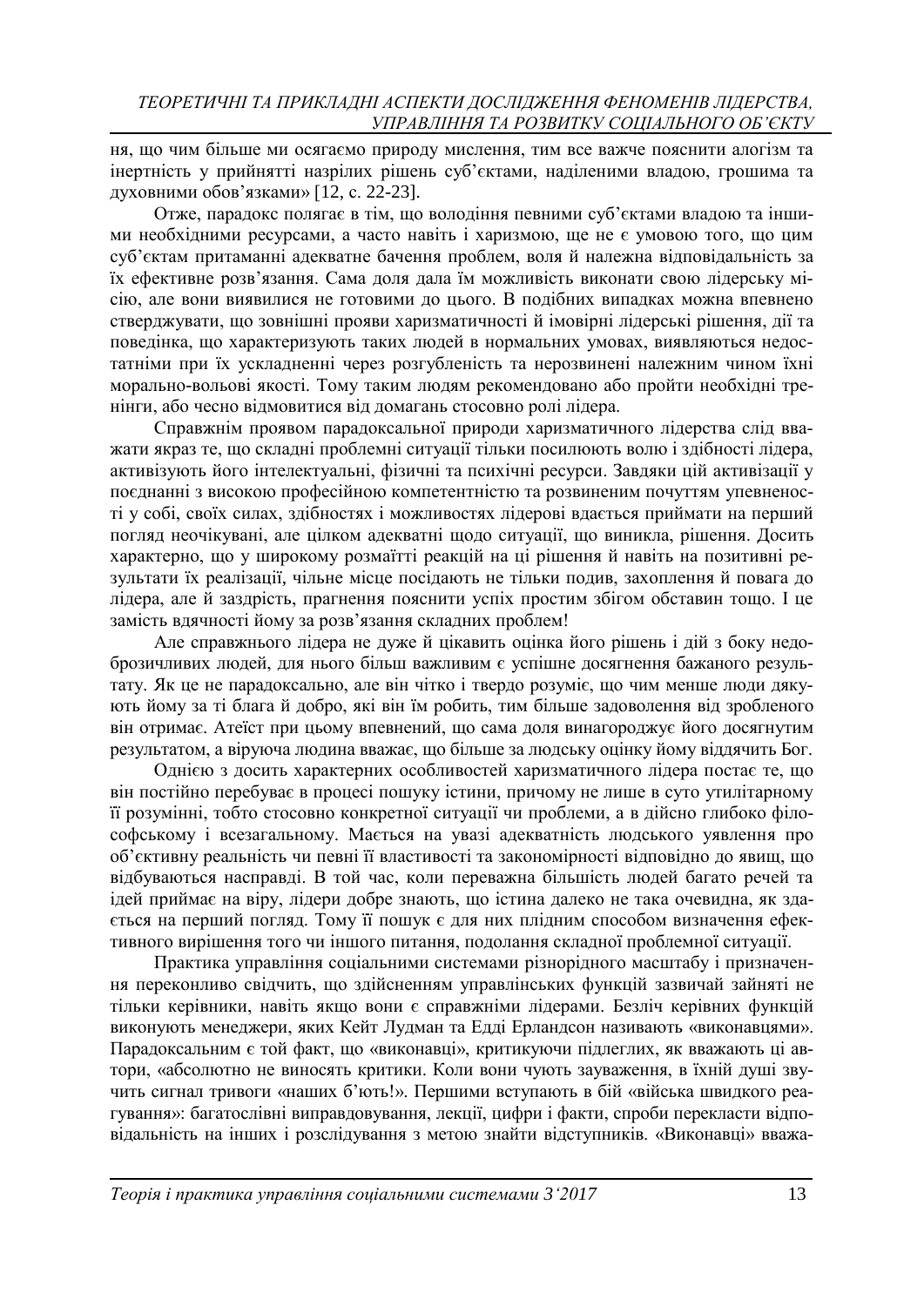ня, що чим більше ми осягаємо природу мислення, тим все важче пояснити алогізм та інертність у прийнятті назрілих рішень суб'єктами, наділеними владою, грошима та духовними обов'язками» [12, с. 22-23].

Отже, парадокс полягає в тім, що володіння певними суб'єктами владою та іншими необхідними ресурсами, а часто навіть і харизмою, ще не є умовою того, що цим суб'єктам притаманні адекватне бачення проблем, воля й належна відповідальність за їх ефективне розв'язання. Сама доля дала їм можливість виконати свою лідерську місію, але вони виявилися не готовими до цього. В подібних випадках можна впевнено стверджувати, що зовнішні прояви харизматичності й імовірні лідерські рішення, дії та поведінка, що характеризують таких людей в нормальних умовах, виявляються недостатніми при їх ускладненні через розгубленість та нерозвинені належним чином їхні морально-вольові якості. Тому таким людям рекомендовано або пройти необхідні тренінги, або чесно відмовитися від домагань стосовно ролі лідера.

Справжнім проявом парадоксальної природи харизматичного лідерства слід вважати якраз те, що складні проблемні ситуації тільки посилюють волю і здібності лідера, активізують його інтелектуальні, фізичні та психічні ресурси. Завдяки цій активізації у поєднанні з високою професійною компетентністю та розвиненим почуттям упевненості у собі, своїх силах, здібностях і можливостях лідерові вдається приймати на перший погляд неочікувані, але цілком адекватні щодо ситуації, що виникла, рішення. Досить характерно, що у широкому розмаїтті реакцій на ці рішення й навіть на позитивні результати їх реалізації, чільне місце посідають не тільки подив, захоплення й повага до лідера, але й заздрість, прагнення пояснити успіх простим збігом обставин тощо. І це замість вдячності йому за розв'язання складних проблем!

Але справжнього лідера не дуже й цікавить оцінка його рішень і дій з боку недоброзичливих людей, для нього більш важливим є успішне досягнення бажаного результату. Як це не парадоксально, але він чітко і твердо розуміє, що чим менше люди дякують йому за ті блага й добро, які він їм робить, тим більше задоволення від зробленого він отримає. Атеїст при цьому впевнений, що сама доля винагороджує його досягнутим результатом, а віруюча людина вважає, що більше за людську оцінку йому віддячить Бог.

Однією з досить характерних особливостей харизматичного лідера постає те, що він постійно перебуває в процесі пошуку істини, причому не лише в суто утилітарному її розумінні, тобто стосовно конкретної ситуації чи проблеми, а в дійсно глибоко філософському і всезагальному. Мається на увазі адекватність людського уявлення про об'єктивну реальність чи певні її властивості та закономірності відповідно до явищ, що відбуваються насправді. В той час, коли переважна більшість людей багато речей та ідей приймає на віру, лідери добре знають, що істина далеко не така очевидна, як здається на перший погляд. Тому її пошук є для них плідним способом визначення ефективного вирішення того чи іншого питання, подолання складної проблемної ситуації.

Практика управління соціальними системами різнорідного масштабу і призначення переконливо свідчить, що здійсненням управлінських функцій зазвичай зайняті не тільки керівники, навіть якщо вони є справжніми лідерами. Безліч керівних функцій виконують менеджери, яких Кейт Лудман та Едді Ерландсон називають «виконавцями». Парадоксальним є той факт, що «виконавці», критикуючи підлеглих, як вважають ці автори, «абсолютно не виносять критики. Коли вони чують зауваження, в їхній душі звучить сигнал тривоги «наших б'ють!». Першими вступають в бій «війська швидкого реагування»: багатослівні виправдовування, лекції, цифри і факти, спроби перекласти відповідальність на інших і розслідування з метою знайти відступників. «Виконавці» вважа-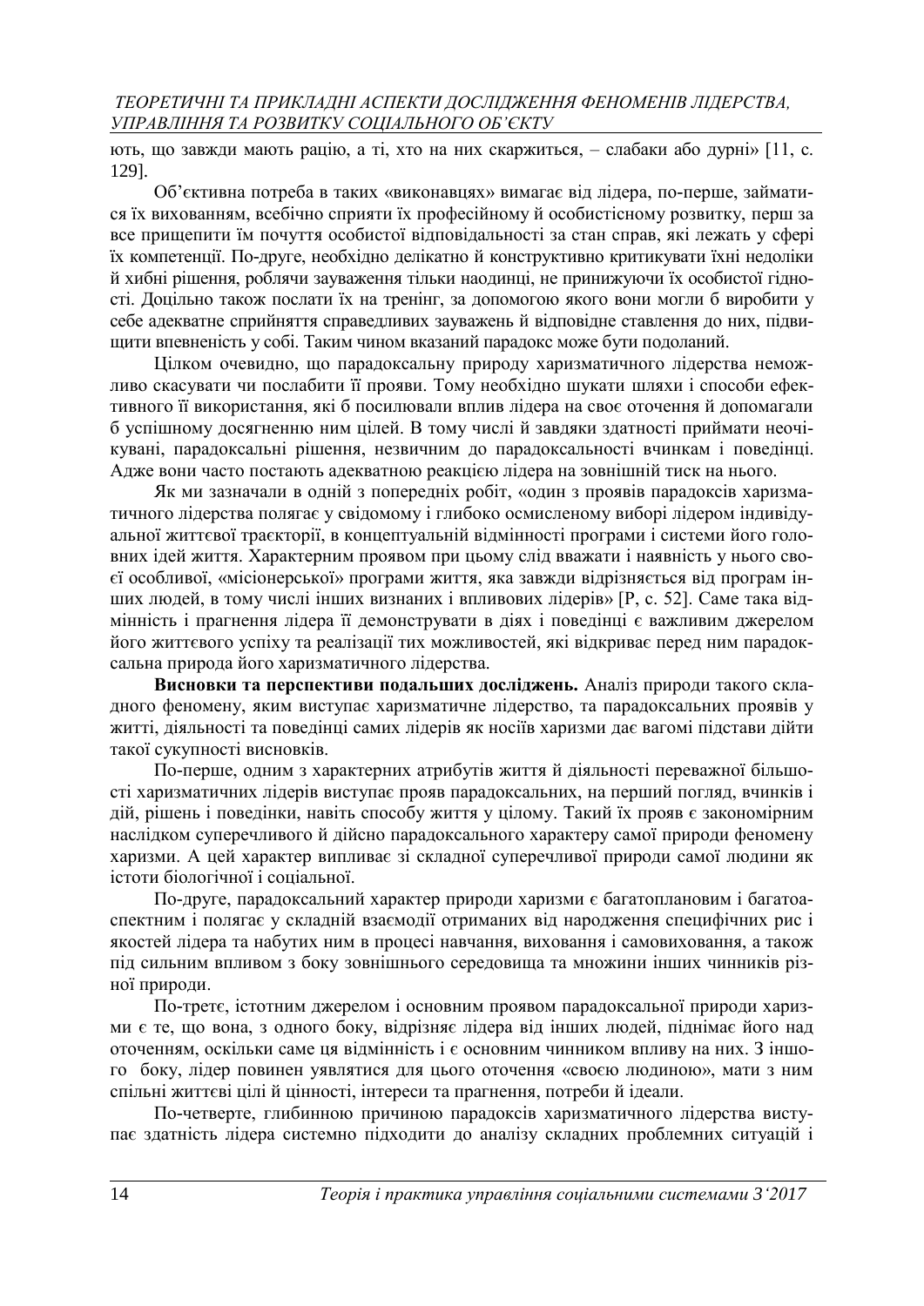ють, що завжди мають рацію, а ті, хто на них скаржиться, – слабаки або дурні» [11, с. 129].

Об'єктивна потреба в таких «виконавцях» вимагає від лідера, по-перше, займатися їх вихованням, всебічно сприяти їх професійному й особистісному розвитку, перш за все прищепити їм почуття особистої відповідальності за стан справ, які лежать у сфері їх компетенції. По-друге, необхідно делікатно й конструктивно критикувати їхні недоліки й хибні рішення, роблячи зауваження тільки наодинці, не принижуючи їх особистої гідності. Доцільно також послати їх на тренінг, за допомогою якого вони могли б виробити у себе адекватне сприйняття справедливих зауважень й відповідне ставлення до них, підвищити впевненість у собі. Таким чином вказаний парадокс може бути подоланий.

Цілком очевидно, що парадоксальну природу харизматичного лідерства неможливо скасувати чи послабити її прояви. Тому необхідно шукати шляхи і способи ефективного її використання, які б посилювали вплив лідера на своє оточення й допомагали б успішному досягненню ним цілей. В тому числі й завдяки здатності приймати неочікувані, парадоксальні рішення, незвичним до парадоксальності вчинкам і поведінці. Адже вони часто постають адекватною реакцією лідера на зовнішній тиск на нього.

Як ми зазначали в одній з попередніх робіт, «один з проявів парадоксів харизматичного лідерства полягає у свідомому і глибоко осмисленому виборі лідером індивідуальної життєвої траєкторії, в концептуальній відмінності програми і системи його головних ідей життя. Характерним проявом при цьому слід вважати і наявність у нього своєї особливої, «місіонерської» програми життя, яка завжди відрізняється від програм інших людей, в тому числі інших визнаних і впливових лідерів» [Р, с. 52]. Саме така відмінність і прагнення лідера її демонструвати в діях і поведінці є важливим джерелом його життєвого успіху та реалізації тих можливостей, які відкриває перед ним парадоксальна природа його харизматичного лідерства.

**Висновки та перспективи подальших досліджень.** Аналіз природи такого складного феномену, яким виступає харизматичне лідерство, та парадоксальних проявів у житті, діяльності та поведінці самих лідерів як носіїв харизми дає вагомі підстави дійти такої сукупності висновків.

По-перше, одним з характерних атрибутів життя й діяльності переважної більшості харизматичних лідерів виступає прояв парадоксальних, на перший погляд, вчинків і дій, рішень і поведінки, навіть способу життя у цілому. Такий їх прояв є закономірним наслідком суперечливого й дійсно парадоксального характеру самої природи феномену харизми. А цей характер випливає зі складної суперечливої природи самої людини як істоти біологічної і соціальної.

По-друге, парадоксальний характер природи харизми є багатоплановим і багатоаспектним і полягає у складній взаємодії отриманих від народження специфічних рис і якостей лідера та набутих ним в процесі навчання, виховання і самовиховання, а також під сильним впливом з боку зовнішнього середовища та множини інших чинників різної природи.

По-третє, істотним джерелом і основним проявом парадоксальної природи харизми є те, що вона, з одного боку, відрізняє лідера від інших людей, піднімає його над оточенням, оскільки саме ця відмінність і є основним чинником впливу на них. З іншого боку, лідер повинен уявлятися для цього оточення «своєю людиною», мати з ним спільні життєві цілі й цінності, інтереси та прагнення, потреби й ідеали.

По-четверте, глибинною причиною парадоксів харизматичного лідерства виступає здатність лідера системно підходити до аналізу складних проблемних ситуацій і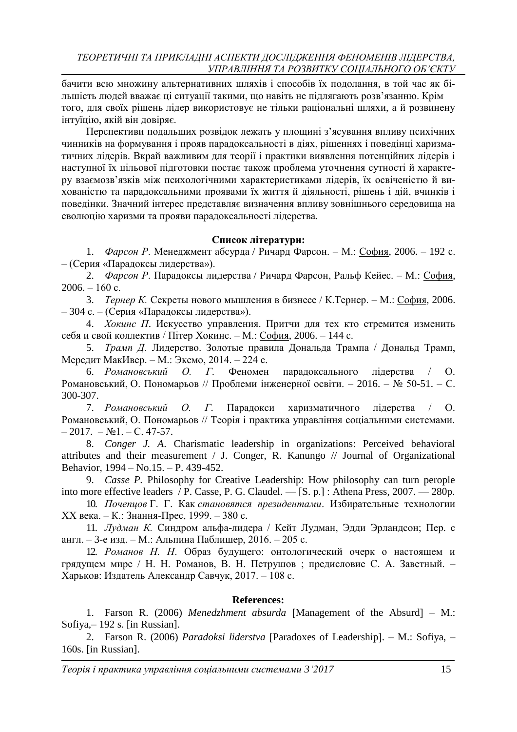бачити всю множину альтернативних шляхів і способів їх подолання, в той час як більшість людей вважає ці ситуації такими, що навіть не підлягають розв'язанню. Крім того, для своїх рішень лідер використовує не тільки раціональні шляхи, а й розвинену інтуїцію, якій він довіряє.

Перспективи подальших розвідок лежать у площині з'ясування впливу психічних чинників на формування і прояв парадоксальності в діях, рішеннях і поведінці харизматичних лідерів. Вкрай важливим для теорії і практики виявлення потенційних лідерів і наступної їх цільової підготовки постає також проблема уточнення сутності й характеру взаємозв'язків між психологічними характеристиками лідерів, їх освіченістю й вихованістю та парадоксальними проявами їх життя й діяльності, рішень і дій, вчинків і поведінки. Значний інтерес представляє визначення впливу зовнішнього середовища на еволюцію харизми та прояви парадоксальності лідерства.

**Список літератури:**

1. *Фарсон Р.* Менеджмент абсурда / Ричард Фарсон. – М.: София, 2006. – 192 с. – (Серия «Парадоксы лидерства»).
2. *Фарсон Р.* Парадоксы лидерства / Ричард Фарсон, Ральф Кейес. – М.: София, 2006. – 160 с.
3. *Тернер К.* Секреты нового мышления в бизнесе / К.Тернер. – М.: София, 2006. – 304 с. – (Серия «Парадоксы лидерства»).
4. *Хокинс П.* Искусство управления. Притчи для тех кто стремится изменить себя и свой коллектив / Пітер Хокинс. – М.: София, 2006. – 144 с.
5. *Трамп Д.* Лидерство. Золотые правила Дональда Трампа / Дональд Трамп, Мередит МакИвер. – М.: Эксмо, 2014. – 224 с.
6. *Романовський О. Г.* Феномен парадоксального лідерства / О. Романовський, О. Пономарьов // Проблеми інженерної освіти. – 2016. – № 50-51. – С. 300-307.
7. *Романовський О. Г.* Парадокси харизматичного лідерства / О. Романовський, О. Пономарьов // Теорія і практика управління соціальними системами. – 2017. – №1. – С. 47-57.
8. *Conger J. A.* Charismatic leadership in organizations: Perceived behavioral attributes and their measurement / J. Conger, R. Kanungo // Journal of Organizational Behavior, 1994 – No.15. – P. 439-452.
9. *Casse P.* Philosophy for Creative Leadership: How philosophy can turn perople into more effective leaders / P. Casse, P. G. Claudel. — [S. p.] : Athena Press, 2007. — 280p.
10. *Почепцов* Г. Г. Как *становятся президентами*. Избирательные технологии XX века. – К.: Знання-Прес, 1999. – 380 с.
11. *Лудман К.* Синдром альфа-лидера / Кейт Лудман, Эдди Эрландсон; Пер. с англ. – 3-е изд. – М.: Альпина Паблишер, 2016. – 205 с.
12. *Романов Н. Н.* Образ будущего: онтологический очерк о настоящем и грядущем мире / Н. Н. Романов, В. Н. Петрушов ; предисловие С. А. Заветный. – Харьков: Издатель Александр Савчук, 2017. – 108 с.

**References:**

1. Farson R. (2006) *Menedzhment absurda* [Management of the Absurd] – M.: Sofiya,– 192 s. [in Russian].
2. Farson R. (2006) *Paradoksi liderstva* [Paradoxes of Leadership]. – M.: Sofiya, – 160s. [in Russian].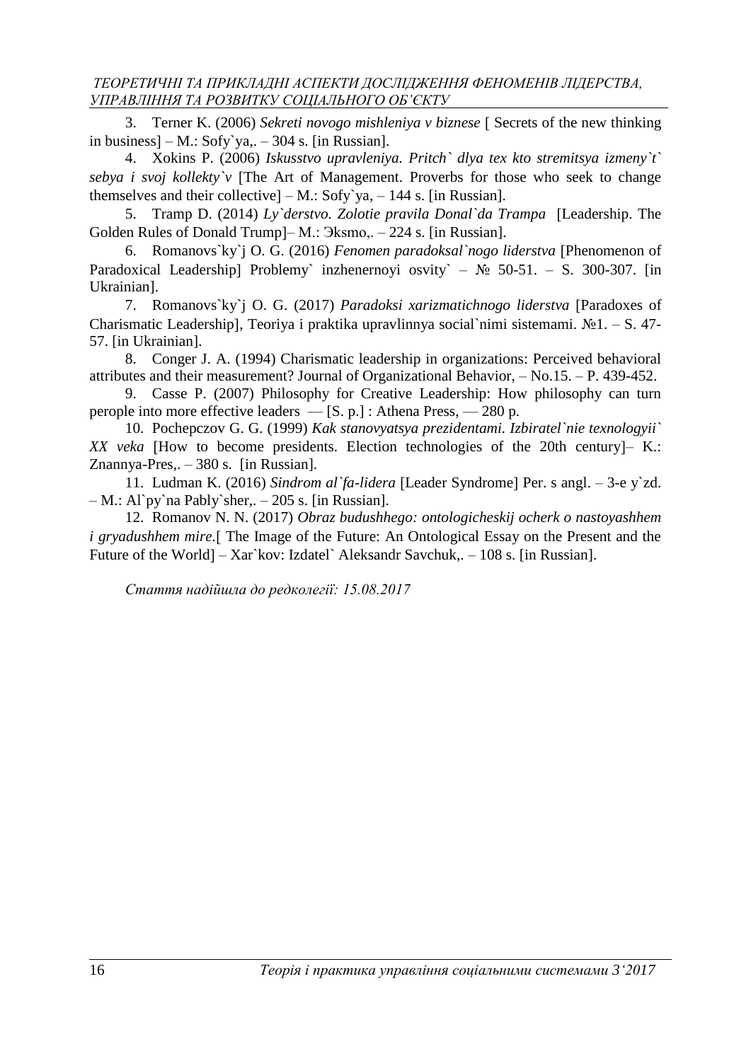3. Terner K. (2006) *Sekreti novogo mishleniya v biznese* [ Secrets of the new thinking in business] – M.: Sofy`ya,. – 304 s. [in Russian].

4. Xokins P. (2006) *Iskusstvo upravleniya. Pritch` dlya tex kto stremitsya izmeny`t` sebya i svoj kollekty`v* [The Art of Management. Proverbs for those who seek to change themselves and their collective] – M.: Sofy`ya, – 144 s. [in Russian].

5. Tramp D. (2014) *Ly`derstvo. Zolotie pravila Donal`da Trampa* [Leadership. The Golden Rules of Donald Trump]– M.: Эksmo,. – 224 s. [in Russian].

6. Romanovs`ky`j O. G. (2016) *Fenomen paradoksal`nogo liderstva* [Phenomenon of Paradoxical Leadership] Problemy` inzhenernoyi osvity` – № 50-51. – S. 300-307. [in Ukrainian].

7. Romanovs`ky`j O. G. (2017) *Paradoksi xarizmatichnogo liderstva* [Paradoxes of Charismatic Leadership], Teoriya i praktika upravlinnya social`nimi sistemami. №1. – S. 47-57. [in Ukrainian].

8. Conger J. A. (1994) Charismatic leadership in organizations: Perceived behavioral attributes and their measurement? Journal of Organizational Behavior, – No.15. – P. 439-452.

9. Casse P. (2007) Philosophy for Creative Leadership: How philosophy can turn perople into more effective leaders — [S. p.] : Athena Press, — 280 p.

10. Pochepczov G. G. (1999) *Kak stanovyatsya prezidentami. Izbiratel`nie texnologyii` XX veka* [How to become presidents. Election technologies of the 20th century]– K.: Znannya-Pres,. – 380 s. [in Russian].

11. Ludman K. (2016) *Sindrom al`fa-lidera* [Leader Syndrome] Per. s angl. – 3-e y`zd. – M.: Al`py`na Pably`sher,. – 205 s. [in Russian].

12. Romanov N. N. (2017) *Obraz budushhego: ontologicheskij ocherk o nastoyashhem i gryadushhem mire*.[ The Image of the Future: An Ontological Essay on the Present and the Future of the World] – Xar`kov: Izdatel` Aleksandr Savchuk,. – 108 s. [in Russian].

*Стаття надійшла до редколегії: 15.08.2017*